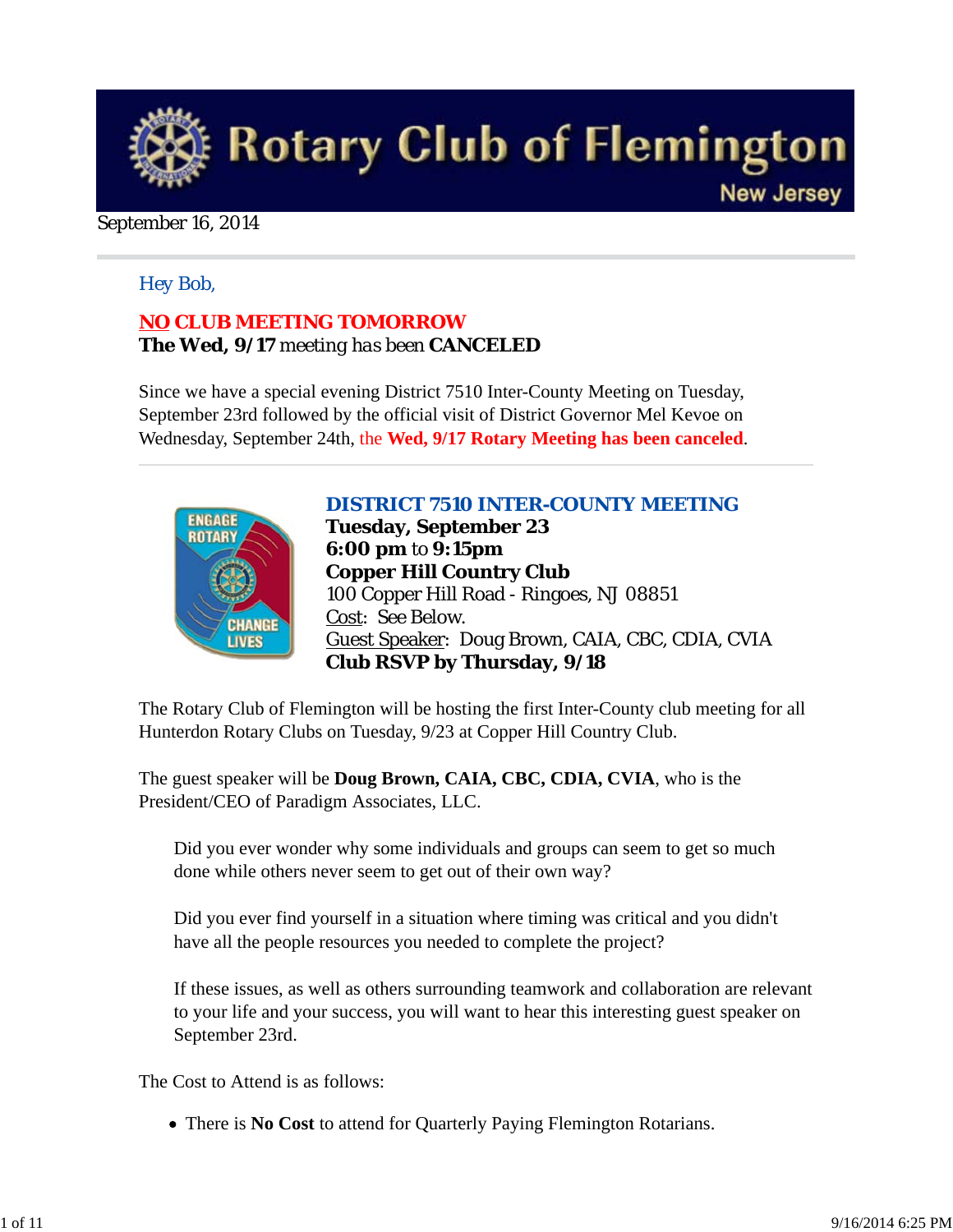# Rotary Club of Flemington

New Jersey

September 16, 2014

Hey Bob,

**NO CLUB MEETING TOMORROW**
**The Wed, 9/17** meeting has been **CANCELED**

Since we have a special evening District 7510 Inter-County Meeting on Tuesday, September 23rd followed by the official visit of District Governor Mel Kevoe on Wednesday, September 24th, the **Wed, 9/17 Rotary Meeting has been canceled**.

---

**DISTRICT 7510 INTER-COUNTY MEETING**
**Tuesday, September 23**
**6:00 pm** to **9:15pm**
**Copper Hill Country Club**
100 Copper Hill Road - Ringoes, NJ 08851
Cost: See Below.
Guest Speaker: Doug Brown, CAIA, CBC, CDIA, CVIA
**Club RSVP by Thursday, 9/18**

The Rotary Club of Flemington will be hosting the first Inter-County club meeting for all Hunterdon Rotary Clubs on Tuesday, 9/23 at Copper Hill Country Club.

The guest speaker will be **Doug Brown, CAIA, CBC, CDIA, CVIA**, who is the President/CEO of Paradigm Associates, LLC.

> Did you ever wonder why some individuals and groups can seem to get so much done while others never seem to get out of their own way?
>
> Did you ever find yourself in a situation where timing was critical and you didn't have all the people resources you needed to complete the project?
>
> If these issues, as well as others surrounding teamwork and collaboration are relevant to your life and your success, you will want to hear this interesting guest speaker on September 23rd.

The Cost to Attend is as follows:

- There is **No Cost** to attend for Quarterly Paying Flemington Rotarians.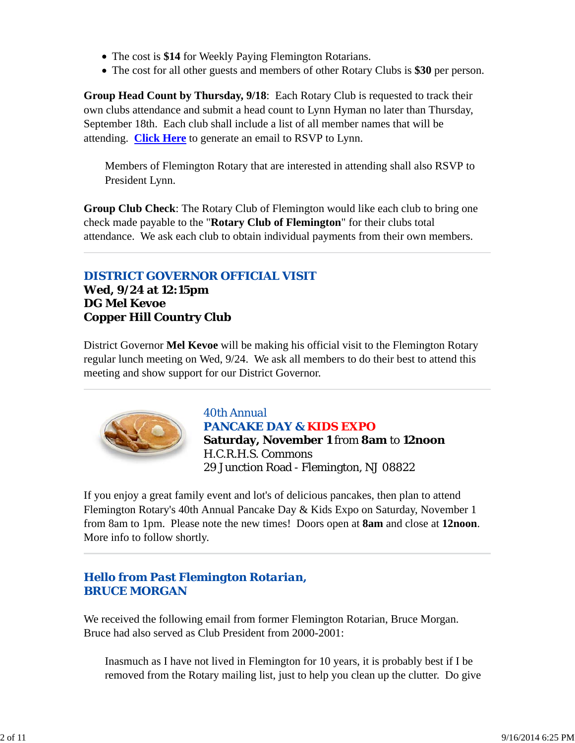- The cost is **$14** for Weekly Paying Flemington Rotarians.
- The cost for all other guests and members of other Rotary Clubs is **$30** per person.

**Group Head Count by Thursday, 9/18**: Each Rotary Club is requested to track their own clubs attendance and submit a head count to Lynn Hyman no later than Thursday, September 18th. Each club shall include a list of all member names that will be attending. **Click Here** to generate an email to RSVP to Lynn.

> Members of Flemington Rotary that are interested in attending shall also RSVP to President Lynn.

**Group Club Check**: The Rotary Club of Flemington would like each club to bring one check made payable to the "**Rotary Club of Flemington**" for their clubs total attendance. We ask each club to obtain individual payments from their own members.

---

## DISTRICT GOVERNOR OFFICIAL VISIT

**Wed, 9/24 at 12:15pm**
**DG Mel Kevoe**
**Copper Hill Country Club**

District Governor **Mel Kevoe** will be making his official visit to the Flemington Rotary regular lunch meeting on Wed, 9/24. We ask all members to do their best to attend this meeting and show support for our District Governor.

---

40th Annual
## PANCAKE DAY & KIDS EXPO
**Saturday, November 1** from **8am** to **12noon**
H.C.R.H.S. Commons
29 Junction Road - Flemington, NJ 08822

If you enjoy a great family event and lot's of delicious pancakes, then plan to attend Flemington Rotary's 40th Annual Pancake Day & Kids Expo on Saturday, November 1 from 8am to 1pm. Please note the new times! Doors open at **8am** and close at **12noon**. More info to follow shortly.

---

## Hello from Past Flemington Rotarian, BRUCE MORGAN

We received the following email from former Flemington Rotarian, Bruce Morgan. Bruce had also served as Club President from 2000-2001:

> Inasmuch as I have not lived in Flemington for 10 years, it is probably best if I be removed from the Rotary mailing list, just to help you clean up the clutter. Do give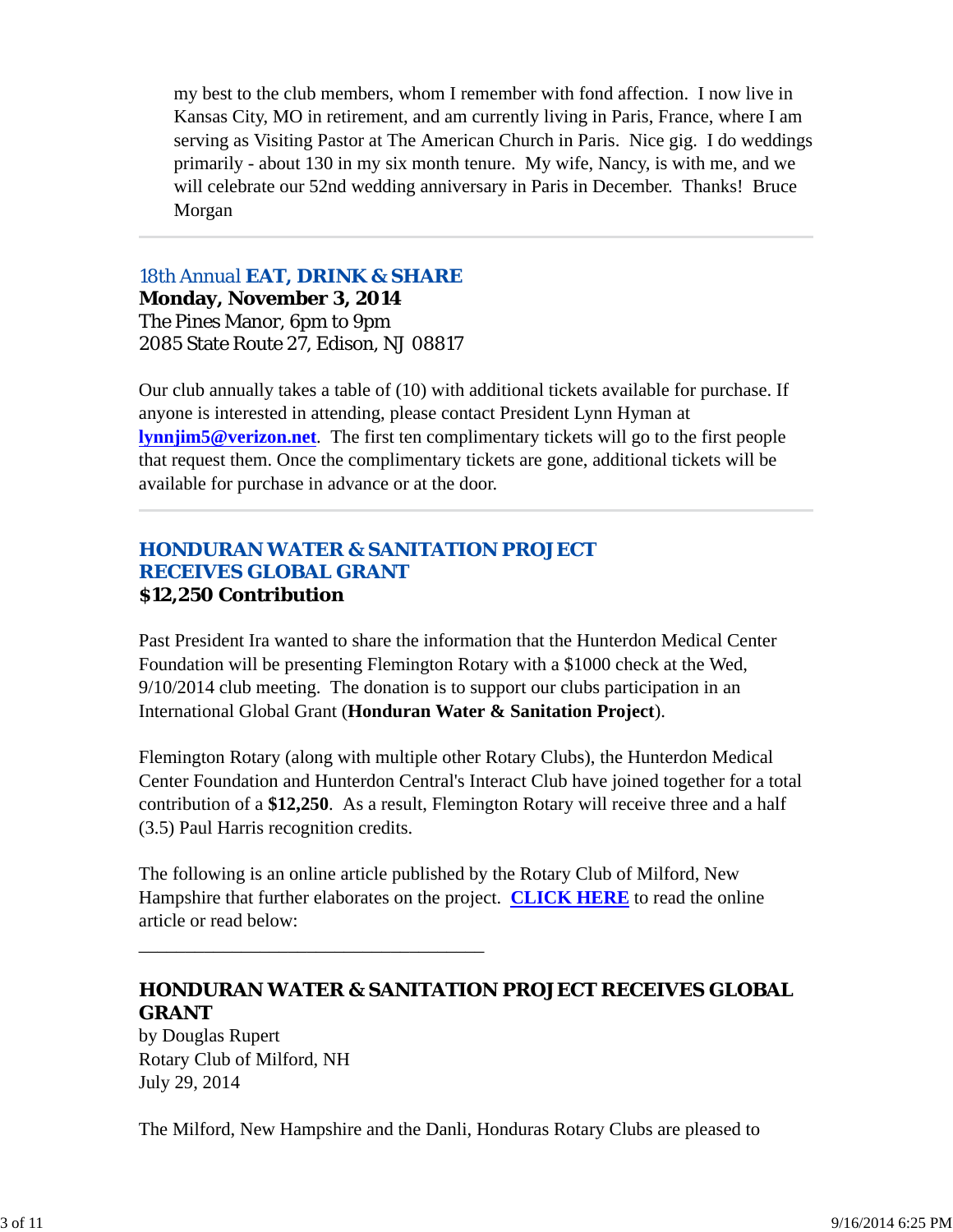my best to the club members, whom I remember with fond affection. I now live in Kansas City, MO in retirement, and am currently living in Paris, France, where I am serving as Visiting Pastor at The American Church in Paris. Nice gig. I do weddings primarily - about 130 in my six month tenure. My wife, Nancy, is with me, and we will celebrate our 52nd wedding anniversary in Paris in December. Thanks! Bruce Morgan

---

## 18th Annual **EAT, DRINK & SHARE**

**Monday, November 3, 2014**
The Pines Manor, 6pm to 9pm
2085 State Route 27, Edison, NJ 08817

Our club annually takes a table of (10) with additional tickets available for purchase. If anyone is interested in attending, please contact President Lynn Hyman at **lynnjim5@verizon.net**. The first ten complimentary tickets will go to the first people that request them. Once the complimentary tickets are gone, additional tickets will be available for purchase in advance or at the door.

---

## HONDURAN WATER & SANITATION PROJECT RECEIVES GLOBAL GRANT

**$12,250 Contribution**

Past President Ira wanted to share the information that the Hunterdon Medical Center Foundation will be presenting Flemington Rotary with a $1000 check at the Wed, 9/10/2014 club meeting. The donation is to support our clubs participation in an International Global Grant (**Honduran Water & Sanitation Project**).

Flemington Rotary (along with multiple other Rotary Clubs), the Hunterdon Medical Center Foundation and Hunterdon Central's Interact Club have joined together for a total contribution of a **$12,250**. As a result, Flemington Rotary will receive three and a half (3.5) Paul Harris recognition credits.

The following is an online article published by the Rotary Club of Milford, New Hampshire that further elaborates on the project. **CLICK HERE** to read the online article or read below:

---

### HONDURAN WATER & SANITATION PROJECT RECEIVES GLOBAL GRANT

by Douglas Rupert
Rotary Club of Milford, NH
July 29, 2014

The Milford, New Hampshire and the Danli, Honduras Rotary Clubs are pleased to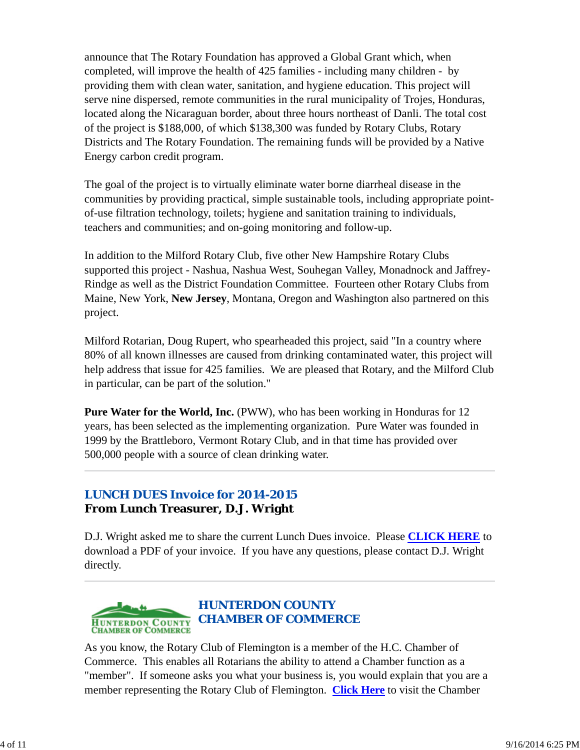announce that The Rotary Foundation has approved a Global Grant which, when completed, will improve the health of 425 families - including many children - by providing them with clean water, sanitation, and hygiene education. This project will serve nine dispersed, remote communities in the rural municipality of Trojes, Honduras, located along the Nicaraguan border, about three hours northeast of Danli. The total cost of the project is $188,000, of which $138,300 was funded by Rotary Clubs, Rotary Districts and The Rotary Foundation. The remaining funds will be provided by a Native Energy carbon credit program.

The goal of the project is to virtually eliminate water borne diarrheal disease in the communities by providing practical, simple sustainable tools, including appropriate point-of-use filtration technology, toilets; hygiene and sanitation training to individuals, teachers and communities; and on-going monitoring and follow-up.

In addition to the Milford Rotary Club, five other New Hampshire Rotary Clubs supported this project - Nashua, Nashua West, Souhegan Valley, Monadnock and Jaffrey-Rindge as well as the District Foundation Committee. Fourteen other Rotary Clubs from Maine, New York, **New Jersey**, Montana, Oregon and Washington also partnered on this project.

Milford Rotarian, Doug Rupert, who spearheaded this project, said "In a country where 80% of all known illnesses are caused from drinking contaminated water, this project will help address that issue for 425 families. We are pleased that Rotary, and the Milford Club in particular, can be part of the solution."

**Pure Water for the World, Inc.** (PWW), who has been working in Honduras for 12 years, has been selected as the implementing organization. Pure Water was founded in 1999 by the Brattleboro, Vermont Rotary Club, and in that time has provided over 500,000 people with a source of clean drinking water.

---

## LUNCH DUES Invoice for 2014-2015
**From Lunch Treasurer, D.J. Wright**

D.J. Wright asked me to share the current Lunch Dues invoice. Please **CLICK HERE** to download a PDF of your invoice. If you have any questions, please contact D.J. Wright directly.

---

## HUNTERDON COUNTY CHAMBER OF COMMERCE

As you know, the Rotary Club of Flemington is a member of the H.C. Chamber of Commerce. This enables all Rotarians the ability to attend a Chamber function as a "member". If someone asks you what your business is, you would explain that you are a member representing the Rotary Club of Flemington. **Click Here** to visit the Chamber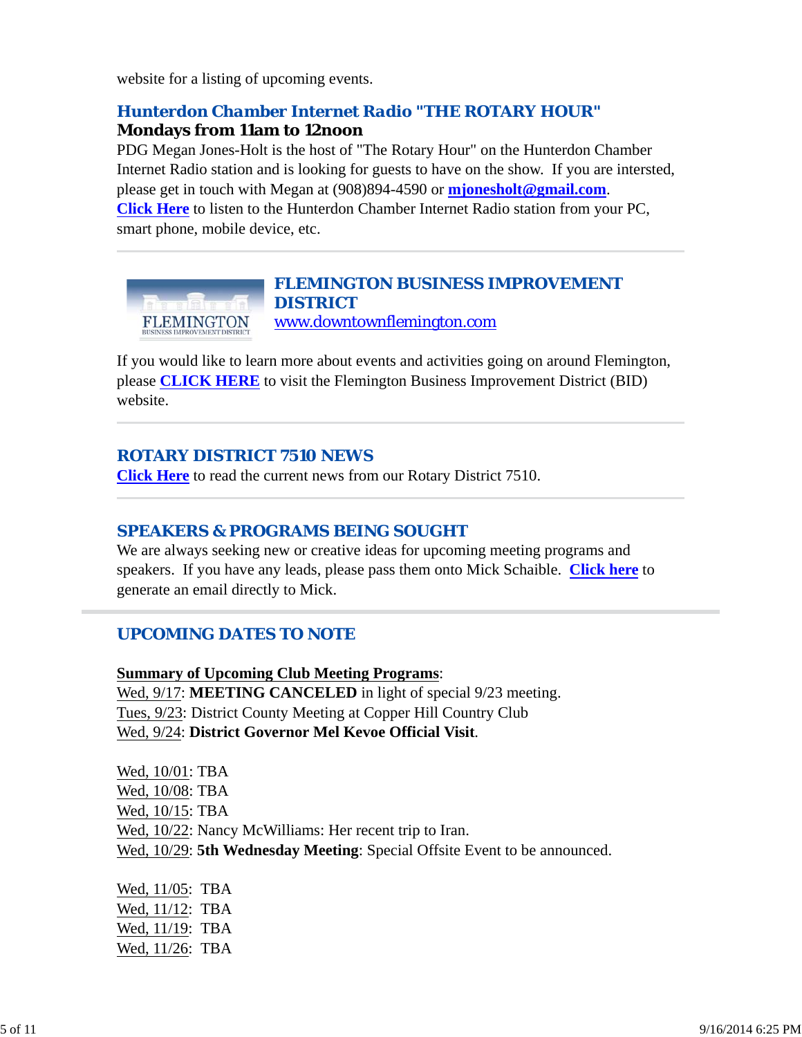website for a listing of upcoming events.

### Hunterdon Chamber Internet Radio "THE ROTARY HOUR"

**Mondays from 11am to 12noon**

PDG Megan Jones-Holt is the host of "The Rotary Hour" on the Hunterdon Chamber Internet Radio station and is looking for guests to have on the show. If you are intersted, please get in touch with Megan at (908)894-4590 or **mjonesholt@gmail.com**.
**Click Here** to listen to the Hunterdon Chamber Internet Radio station from your PC, smart phone, mobile device, etc.

---

### FLEMINGTON BUSINESS IMPROVEMENT DISTRICT

www.downtownflemington.com

If you would like to learn more about events and activities going on around Flemington, please **CLICK HERE** to visit the Flemington Business Improvement District (BID) website.

---

### ROTARY DISTRICT 7510 NEWS

**Click Here** to read the current news from our Rotary District 7510.

---

### SPEAKERS & PROGRAMS BEING SOUGHT

We are always seeking new or creative ideas for upcoming meeting programs and speakers. If you have any leads, please pass them onto Mick Schaible. **Click here** to generate an email directly to Mick.

---

## UPCOMING DATES TO NOTE

**Summary of Upcoming Club Meeting Programs**:
Wed, 9/17: **MEETING CANCELED** in light of special 9/23 meeting.
Tues, 9/23: District County Meeting at Copper Hill Country Club
Wed, 9/24: **District Governor Mel Kevoe Official Visit**.

Wed, 10/01: TBA
Wed, 10/08: TBA
Wed, 10/15: TBA
Wed, 10/22: Nancy McWilliams: Her recent trip to Iran.
Wed, 10/29: **5th Wednesday Meeting**: Special Offsite Event to be announced.

Wed, 11/05: TBA
Wed, 11/12: TBA
Wed, 11/19: TBA
Wed, 11/26: TBA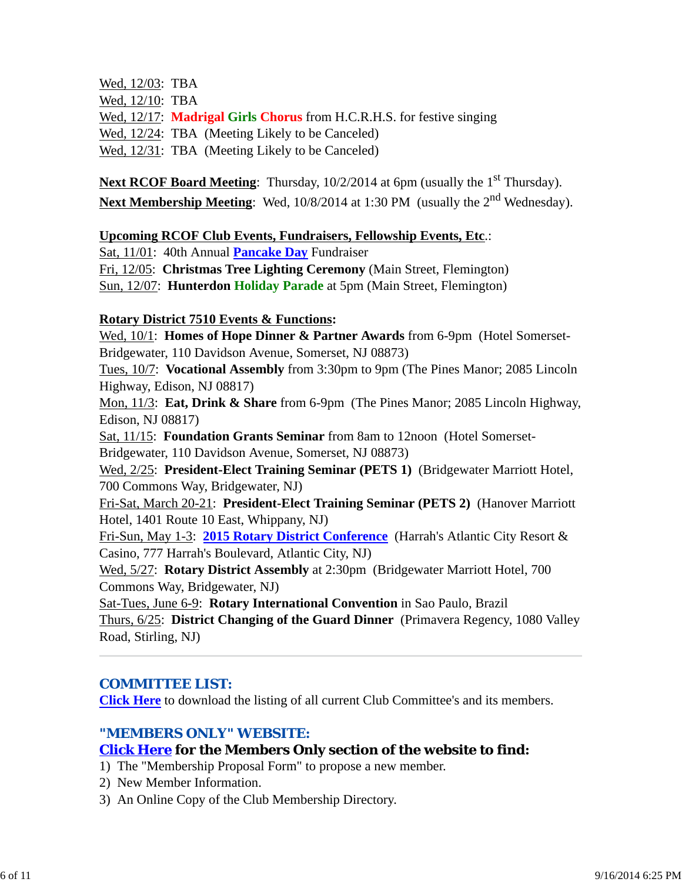Wed, 12/03: TBA
Wed, 12/10: TBA
Wed, 12/17: **Madrigal Girls Chorus** from H.C.R.H.S. for festive singing
Wed, 12/24: TBA (Meeting Likely to be Canceled)
Wed, 12/31: TBA (Meeting Likely to be Canceled)

**Next RCOF Board Meeting**: Thursday, 10/2/2014 at 6pm (usually the 1st Thursday).
**Next Membership Meeting**: Wed, 10/8/2014 at 1:30 PM (usually the 2nd Wednesday).

**Upcoming RCOF Club Events, Fundraisers, Fellowship Events, Etc**.:
Sat, 11/01: 40th Annual **Pancake Day** Fundraiser
Fri, 12/05: **Christmas Tree Lighting Ceremony** (Main Street, Flemington)
Sun, 12/07: **Hunterdon Holiday Parade** at 5pm (Main Street, Flemington)

**Rotary District 7510 Events & Functions:**
Wed, 10/1: **Homes of Hope Dinner & Partner Awards** from 6-9pm (Hotel Somerset-Bridgewater, 110 Davidson Avenue, Somerset, NJ 08873)
Tues, 10/7: **Vocational Assembly** from 3:30pm to 9pm (The Pines Manor; 2085 Lincoln Highway, Edison, NJ 08817)
Mon, 11/3: **Eat, Drink & Share** from 6-9pm (The Pines Manor; 2085 Lincoln Highway, Edison, NJ 08817)
Sat, 11/15: **Foundation Grants Seminar** from 8am to 12noon (Hotel Somerset-Bridgewater, 110 Davidson Avenue, Somerset, NJ 08873)
Wed, 2/25: **President-Elect Training Seminar (PETS 1)** (Bridgewater Marriott Hotel, 700 Commons Way, Bridgewater, NJ)
Fri-Sat, March 20-21: **President-Elect Training Seminar (PETS 2)** (Hanover Marriott Hotel, 1401 Route 10 East, Whippany, NJ)
Fri-Sun, May 1-3: **2015 Rotary District Conference** (Harrah's Atlantic City Resort & Casino, 777 Harrah's Boulevard, Atlantic City, NJ)
Wed, 5/27: **Rotary District Assembly** at 2:30pm (Bridgewater Marriott Hotel, 700 Commons Way, Bridgewater, NJ)
Sat-Tues, June 6-9: **Rotary International Convention** in Sao Paulo, Brazil
Thurs, 6/25: **District Changing of the Guard Dinner** (Primavera Regency, 1080 Valley Road, Stirling, NJ)

---

## COMMITTEE LIST:

**Click Here** to download the listing of all current Club Committee's and its members.

## "MEMBERS ONLY" WEBSITE:

**Click Here for the Members Only section of the website to find:**

1) The "Membership Proposal Form" to propose a new member.
2) New Member Information.
3) An Online Copy of the Club Membership Directory.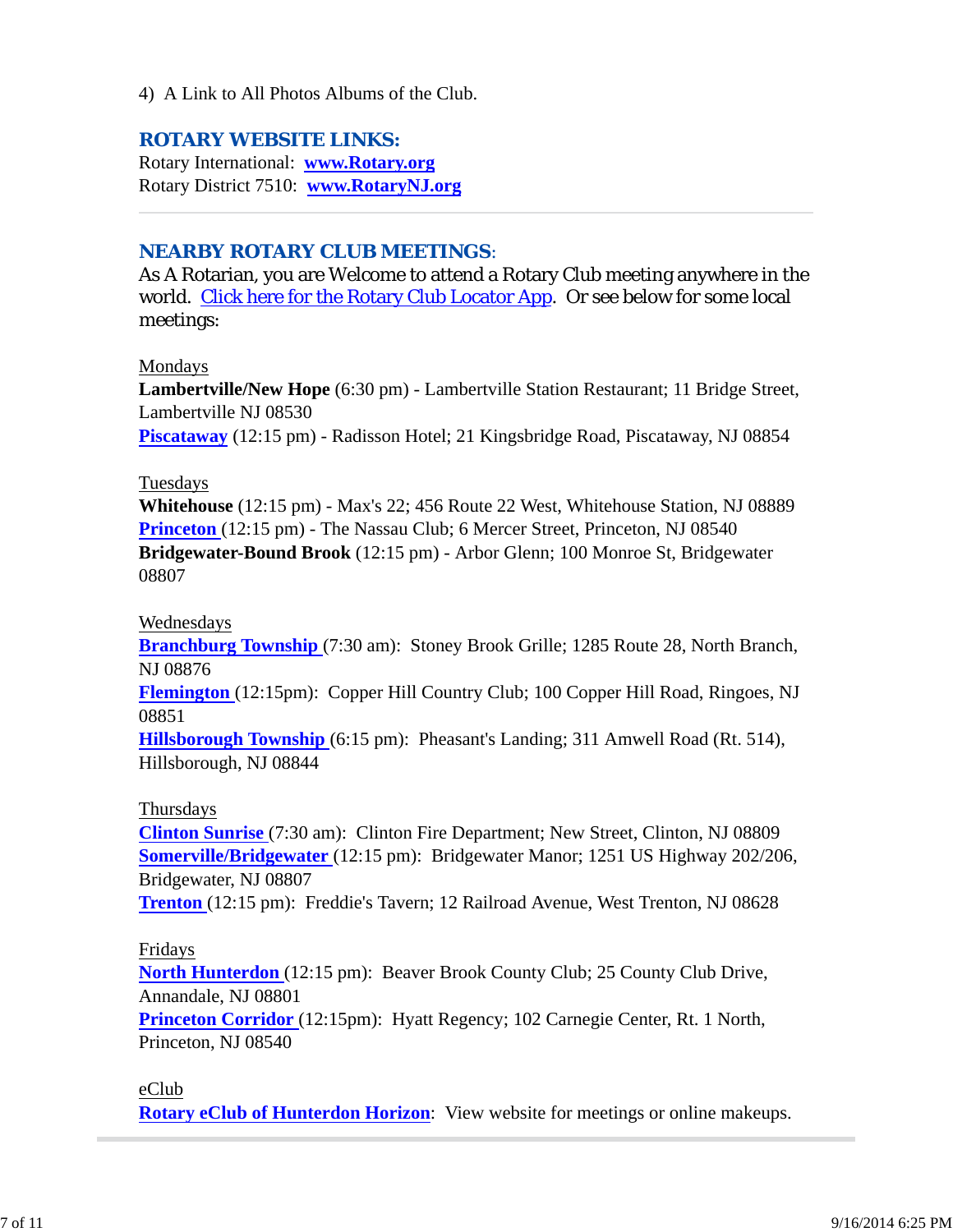4) A Link to All Photos Albums of the Club.

## ROTARY WEBSITE LINKS:

Rotary International: **www.Rotary.org**
Rotary District 7510: **www.RotaryNJ.org**

---

## NEARBY ROTARY CLUB MEETINGS:

As A Rotarian, you are Welcome to attend a Rotary Club meeting anywhere in the world. Click here for the Rotary Club Locator App. Or see below for some local meetings:

Mondays
**Lambertville/New Hope** (6:30 pm) - Lambertville Station Restaurant; 11 Bridge Street, Lambertville NJ 08530
**Piscataway** (12:15 pm) - Radisson Hotel; 21 Kingsbridge Road, Piscataway, NJ 08854

Tuesdays
**Whitehouse** (12:15 pm) - Max's 22; 456 Route 22 West, Whitehouse Station, NJ 08889
**Princeton** (12:15 pm) - The Nassau Club; 6 Mercer Street, Princeton, NJ 08540
**Bridgewater-Bound Brook** (12:15 pm) - Arbor Glenn; 100 Monroe St, Bridgewater 08807

Wednesdays
**Branchburg Township** (7:30 am): Stoney Brook Grille; 1285 Route 28, North Branch, NJ 08876
**Flemington** (12:15pm): Copper Hill Country Club; 100 Copper Hill Road, Ringoes, NJ 08851
**Hillsborough Township** (6:15 pm): Pheasant's Landing; 311 Amwell Road (Rt. 514), Hillsborough, NJ 08844

Thursdays
**Clinton Sunrise** (7:30 am): Clinton Fire Department; New Street, Clinton, NJ 08809
**Somerville/Bridgewater** (12:15 pm): Bridgewater Manor; 1251 US Highway 202/206, Bridgewater, NJ 08807
**Trenton** (12:15 pm): Freddie's Tavern; 12 Railroad Avenue, West Trenton, NJ 08628

Fridays
**North Hunterdon** (12:15 pm): Beaver Brook County Club; 25 County Club Drive, Annandale, NJ 08801
**Princeton Corridor** (12:15pm): Hyatt Regency; 102 Carnegie Center, Rt. 1 North, Princeton, NJ 08540

eClub
**Rotary eClub of Hunterdon Horizon**: View website for meetings or online makeups.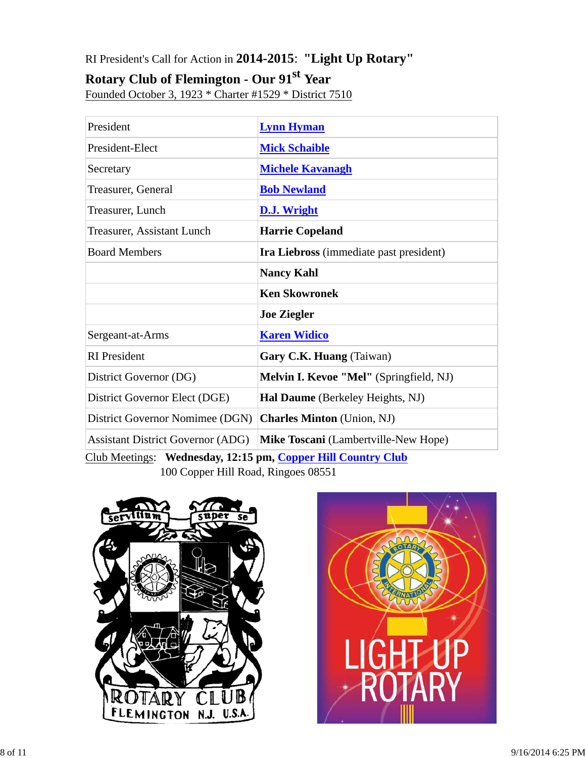RI President's Call for Action in **2014-2015**: **"Light Up Rotary"**

**Rotary Club of Flemington - Our 91st Year**

Founded October 3, 1923 * Charter #1529 * District 7510

| | |
|---|---|
| President | **Lynn Hyman** |
| President-Elect | **Mick Schaible** |
| Secretary | **Michele Kavanagh** |
| Treasurer, General | **Bob Newland** |
| Treasurer, Lunch | **D.J. Wright** |
| Treasurer, Assistant Lunch | **Harrie Copeland** |
| Board Members | **Ira Liebross** (immediate past president) |
| | **Nancy Kahl** |
| | **Ken Skowronek** |
| | **Joe Ziegler** |
| Sergeant-at-Arms | **Karen Widico** |
| RI President | **Gary C.K. Huang** (Taiwan) |
| District Governor (DG) | **Melvin I. Kevoe "Mel"** (Springfield, NJ) |
| District Governor Elect (DGE) | **Hal Daume** (Berkeley Heights, NJ) |
| District Governor Nominee (DGN) | **Charles Minton** (Union, NJ) |
| Assistant District Governor (ADG) | **Mike Toscani** (Lambertville-New Hope) |

Club Meetings: **Wednesday, 12:15 pm, Copper Hill Country Club**
100 Copper Hill Road, Ringoes 08551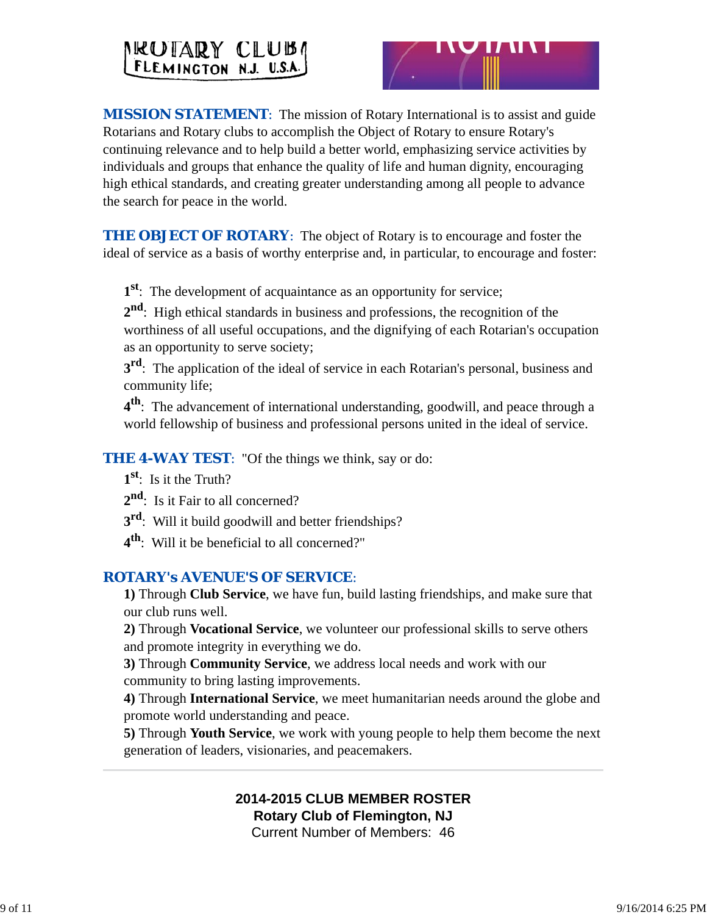**MISSION STATEMENT**: The mission of Rotary International is to assist and guide Rotarians and Rotary clubs to accomplish the Object of Rotary to ensure Rotary's continuing relevance and to help build a better world, emphasizing service activities by individuals and groups that enhance the quality of life and human dignity, encouraging high ethical standards, and creating greater understanding among all people to advance the search for peace in the world.

**THE OBJECT OF ROTARY**: The object of Rotary is to encourage and foster the ideal of service as a basis of worthy enterprise and, in particular, to encourage and foster:

1st: The development of acquaintance as an opportunity for service;

2nd: High ethical standards in business and professions, the recognition of the worthiness of all useful occupations, and the dignifying of each Rotarian's occupation as an opportunity to serve society;

3rd: The application of the ideal of service in each Rotarian's personal, business and community life;

4th: The advancement of international understanding, goodwill, and peace through a world fellowship of business and professional persons united in the ideal of service.

**THE 4-WAY TEST**: "Of the things we think, say or do:

1st: Is it the Truth?

2nd: Is it Fair to all concerned?

3rd: Will it build goodwill and better friendships?

4th: Will it be beneficial to all concerned?"

**ROTARY's AVENUE'S OF SERVICE**:

**1)** Through **Club Service**, we have fun, build lasting friendships, and make sure that our club runs well.

**2)** Through **Vocational Service**, we volunteer our professional skills to serve others and promote integrity in everything we do.

**3)** Through **Community Service**, we address local needs and work with our community to bring lasting improvements.

**4)** Through **International Service**, we meet humanitarian needs around the globe and promote world understanding and peace.

**5)** Through **Youth Service**, we work with young people to help them become the next generation of leaders, visionaries, and peacemakers.

---

**2014-2015 CLUB MEMBER ROSTER**
**Rotary Club of Flemington, NJ**
Current Number of Members: 46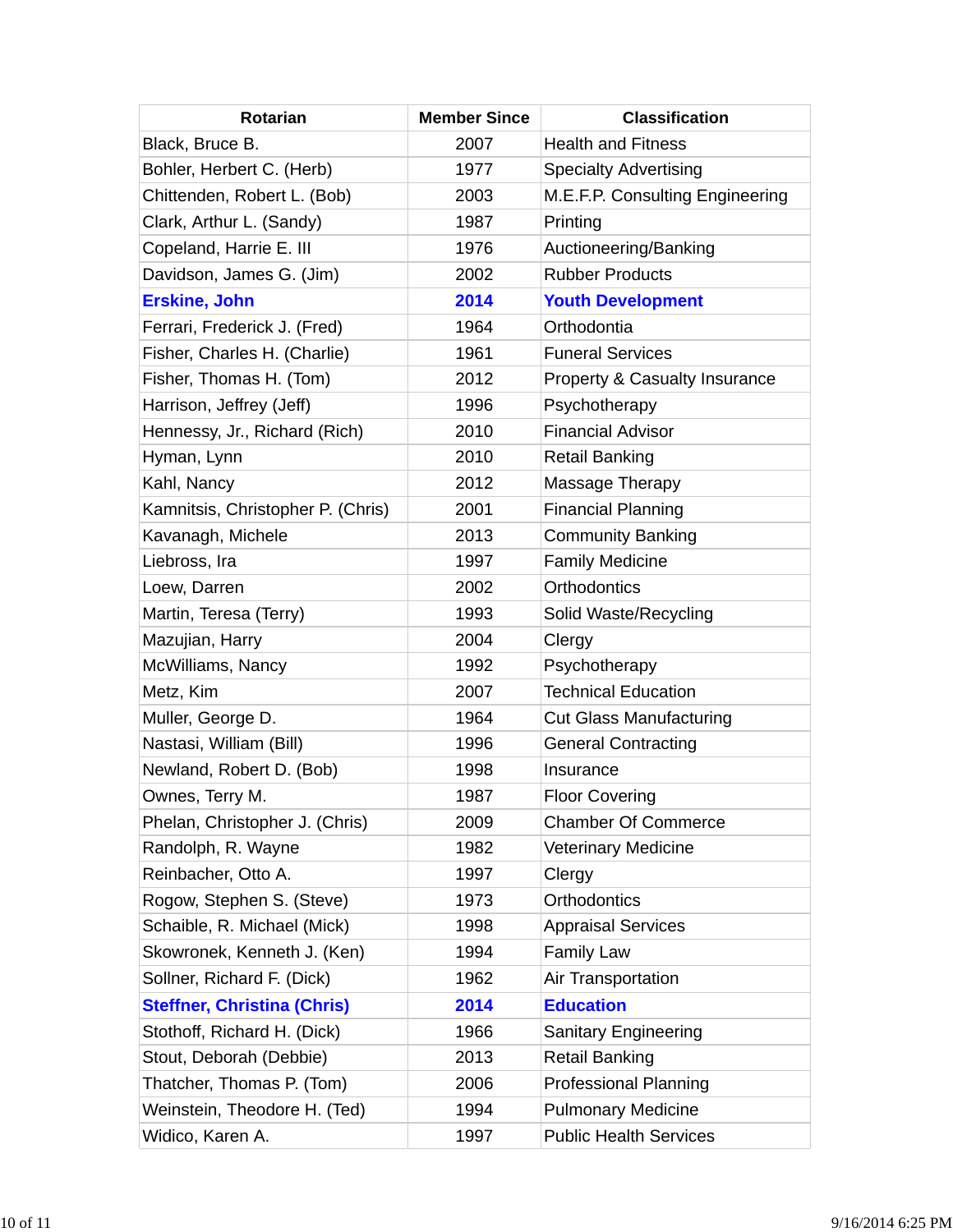| Rotarian | Member Since | Classification |
|---|---|---|
| Black, Bruce B. | 2007 | Health and Fitness |
| Bohler, Herbert C. (Herb) | 1977 | Specialty Advertising |
| Chittenden, Robert L. (Bob) | 2003 | M.E.F.P. Consulting Engineering |
| Clark, Arthur L. (Sandy) | 1987 | Printing |
| Copeland, Harrie E. III | 1976 | Auctioneering/Banking |
| Davidson, James G. (Jim) | 2002 | Rubber Products |
| **Erskine, John** | **2014** | **Youth Development** |
| Ferrari, Frederick J. (Fred) | 1964 | Orthodontia |
| Fisher, Charles H. (Charlie) | 1961 | Funeral Services |
| Fisher, Thomas H. (Tom) | 2012 | Property & Casualty Insurance |
| Harrison, Jeffrey (Jeff) | 1996 | Psychotherapy |
| Hennessy, Jr., Richard (Rich) | 2010 | Financial Advisor |
| Hyman, Lynn | 2010 | Retail Banking |
| Kahl, Nancy | 2012 | Massage Therapy |
| Kamnitsis, Christopher P. (Chris) | 2001 | Financial Planning |
| Kavanagh, Michele | 2013 | Community Banking |
| Liebross, Ira | 1997 | Family Medicine |
| Loew, Darren | 2002 | Orthodontics |
| Martin, Teresa (Terry) | 1993 | Solid Waste/Recycling |
| Mazujian, Harry | 2004 | Clergy |
| McWilliams, Nancy | 1992 | Psychotherapy |
| Metz, Kim | 2007 | Technical Education |
| Muller, George D. | 1964 | Cut Glass Manufacturing |
| Nastasi, William (Bill) | 1996 | General Contracting |
| Newland, Robert D. (Bob) | 1998 | Insurance |
| Ownes, Terry M. | 1987 | Floor Covering |
| Phelan, Christopher J. (Chris) | 2009 | Chamber Of Commerce |
| Randolph, R. Wayne | 1982 | Veterinary Medicine |
| Reinbacher, Otto A. | 1997 | Clergy |
| Rogow, Stephen S. (Steve) | 1973 | Orthodontics |
| Schaible, R. Michael (Mick) | 1998 | Appraisal Services |
| Skowronek, Kenneth J. (Ken) | 1994 | Family Law |
| Sollner, Richard F. (Dick) | 1962 | Air Transportation |
| **Steffner, Christina (Chris)** | **2014** | **Education** |
| Stothoff, Richard H. (Dick) | 1966 | Sanitary Engineering |
| Stout, Deborah (Debbie) | 2013 | Retail Banking |
| Thatcher, Thomas P. (Tom) | 2006 | Professional Planning |
| Weinstein, Theodore H. (Ted) | 1994 | Pulmonary Medicine |
| Widico, Karen A. | 1997 | Public Health Services |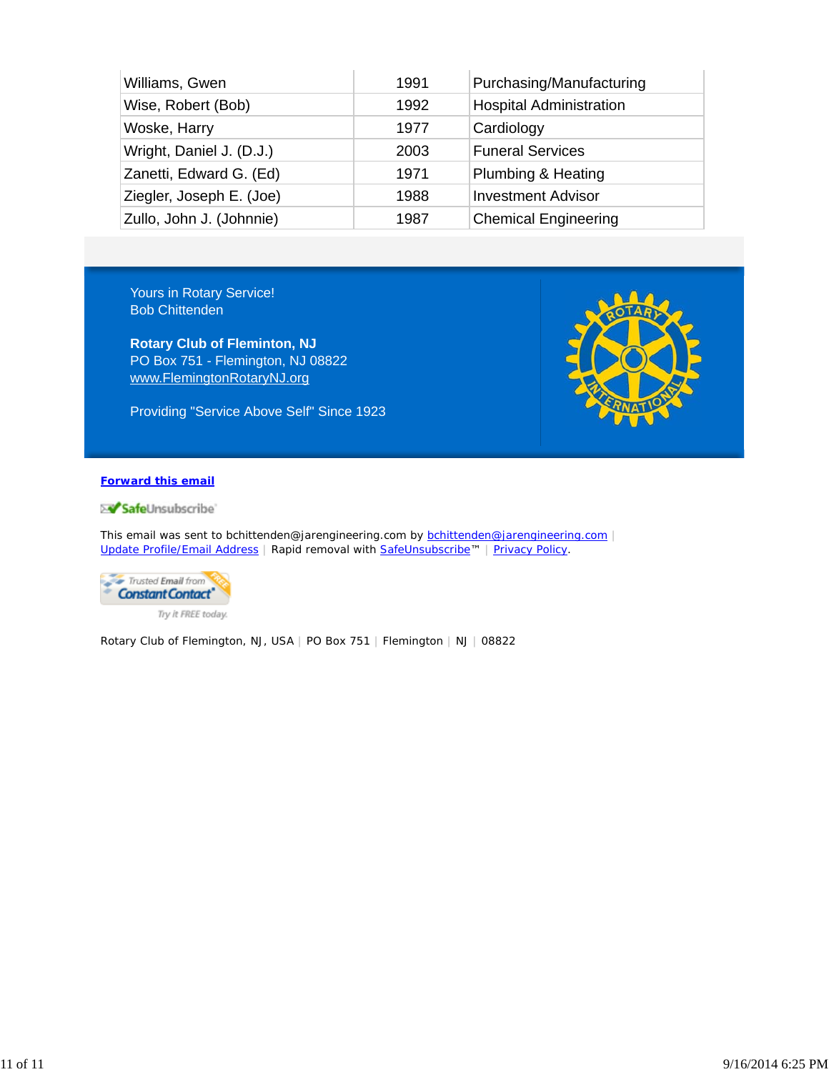| | | |
|---|---|---|
| Williams, Gwen | 1991 | Purchasing/Manufacturing |
| Wise, Robert (Bob) | 1992 | Hospital Administration |
| Woske, Harry | 1977 | Cardiology |
| Wright, Daniel J. (D.J.) | 2003 | Funeral Services |
| Zanetti, Edward G. (Ed) | 1971 | Plumbing & Heating |
| Ziegler, Joseph E. (Joe) | 1988 | Investment Advisor |
| Zullo, John J. (Johnnie) | 1987 | Chemical Engineering |

Yours in Rotary Service!
Bob Chittenden

**Rotary Club of Fleminton, NJ**
PO Box 751 - Flemington, NJ 08822
www.FlemingtonRotaryNJ.org

Providing "Service Above Self" Since 1923

**Forward this email**

SafeUnsubscribe

This email was sent to bchittenden@jarengineering.com by bchittenden@jarengineering.com | Update Profile/Email Address | Rapid removal with SafeUnsubscribe™ | Privacy Policy.

Trusted Email from Constant Contact
Try it FREE today.

Rotary Club of Flemington, NJ, USA | PO Box 751 | Flemington | NJ | 08822